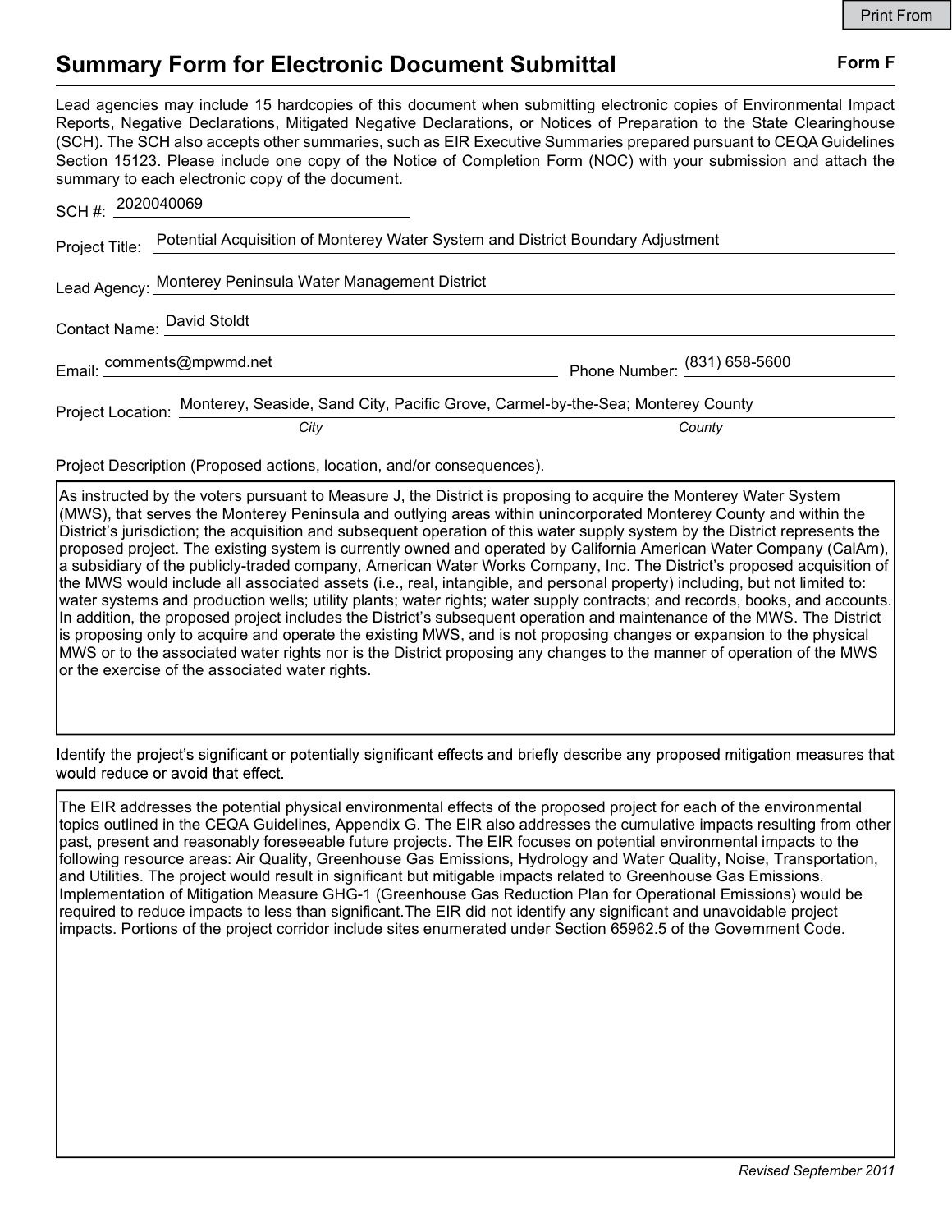# Summary Form for Electronic Document Submittal

**Form F**

Lead agencies may include 15 hardcopies of this document when submitting electronic copies of Environmental Impact Reports, Negative Declarations, Mitigated Negative Declarations, or Notices of Preparation to the State Clearinghouse (SCH). The SCH also accepts other summaries, such as EIR Executive Summaries prepared pursuant to CEQA Guidelines Section 15123. Please include one copy of the Notice of Completion Form (NOC) with your submission and attach the summary to each electronic copy of the document.

SCH #: 2020040069

Project Title: Potential Acquisition of Monterey Water System and District Boundary Adjustment

Lead Agency: Monterey Peninsula Water Management District

Contact Name: David Stoldt

Email: comments@mpwmd.net Phone Number: (831) 658-5600

Project Location: Monterey, Seaside, Sand City, Pacific Grove, Carmel-by-the-Sea; Monterey County

*City* *County*

Project Description (Proposed actions, location, and/or consequences).

As instructed by the voters pursuant to Measure J, the District is proposing to acquire the Monterey Water System (MWS), that serves the Monterey Peninsula and outlying areas within unincorporated Monterey County and within the District's jurisdiction; the acquisition and subsequent operation of this water supply system by the District represents the proposed project. The existing system is currently owned and operated by California American Water Company (CalAm), a subsidiary of the publicly-traded company, American Water Works Company, Inc. The District's proposed acquisition of the MWS would include all associated assets (i.e., real, intangible, and personal property) including, but not limited to: water systems and production wells; utility plants; water rights; water supply contracts; and records, books, and accounts. In addition, the proposed project includes the District's subsequent operation and maintenance of the MWS. The District is proposing only to acquire and operate the existing MWS, and is not proposing changes or expansion to the physical MWS or to the associated water rights nor is the District proposing any changes to the manner of operation of the MWS or the exercise of the associated water rights.

Identify the project's significant or potentially significant effects and briefly describe any proposed mitigation measures that would reduce or avoid that effect.

The EIR addresses the potential physical environmental effects of the proposed project for each of the environmental topics outlined in the CEQA Guidelines, Appendix G. The EIR also addresses the cumulative impacts resulting from other past, present and reasonably foreseeable future projects. The EIR focuses on potential environmental impacts to the following resource areas: Air Quality, Greenhouse Gas Emissions, Hydrology and Water Quality, Noise, Transportation, and Utilities. The project would result in significant but mitigable impacts related to Greenhouse Gas Emissions. Implementation of Mitigation Measure GHG-1 (Greenhouse Gas Reduction Plan for Operational Emissions) would be required to reduce impacts to less than significant.The EIR did not identify any significant and unavoidable project impacts. Portions of the project corridor include sites enumerated under Section 65962.5 of the Government Code.

*Revised September 2011*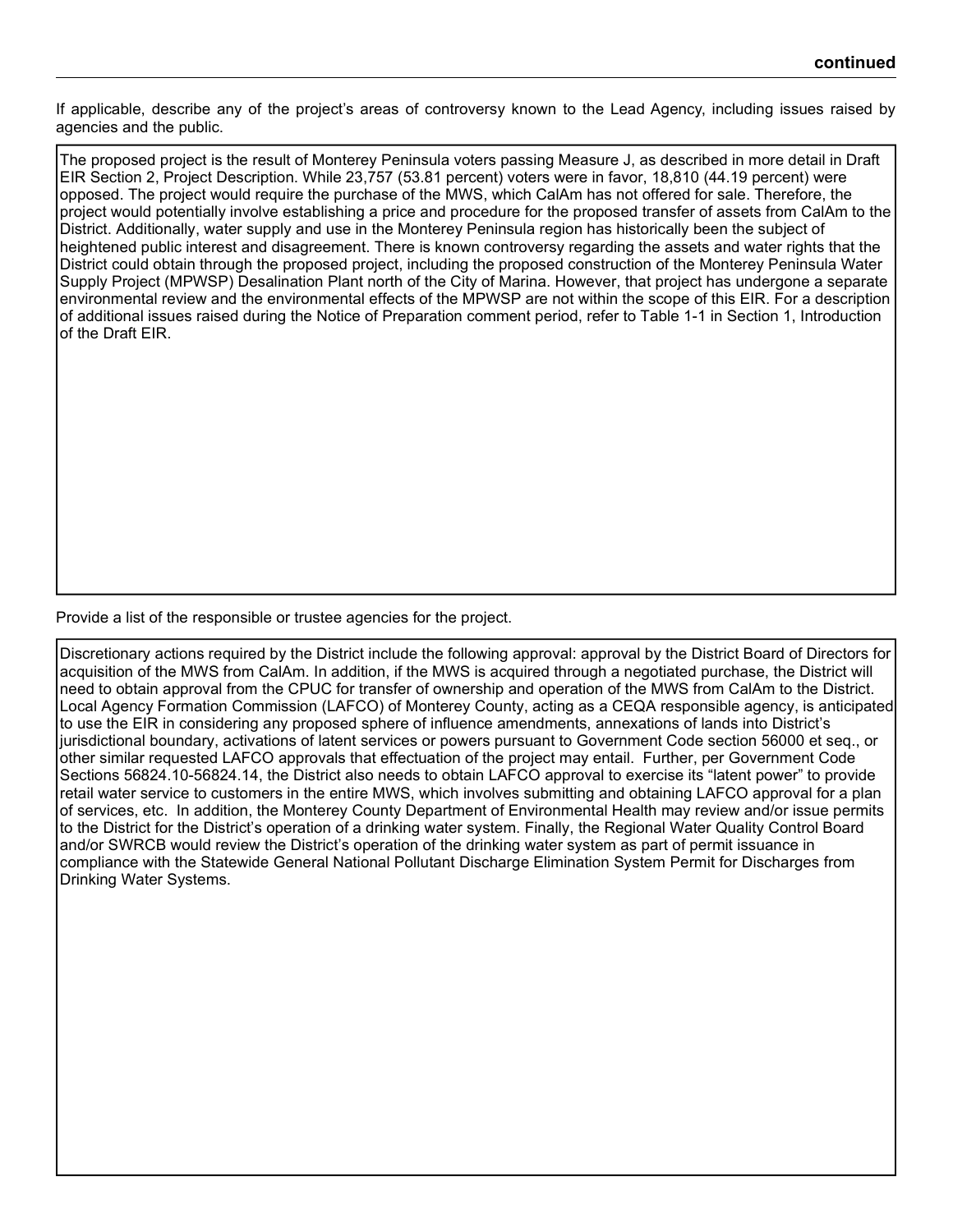**continued**

If applicable, describe any of the project's areas of controversy known to the Lead Agency, including issues raised by agencies and the public.

The proposed project is the result of Monterey Peninsula voters passing Measure J, as described in more detail in Draft EIR Section 2, Project Description. While 23,757 (53.81 percent) voters were in favor, 18,810 (44.19 percent) were opposed. The project would require the purchase of the MWS, which CalAm has not offered for sale. Therefore, the project would potentially involve establishing a price and procedure for the proposed transfer of assets from CalAm to the District. Additionally, water supply and use in the Monterey Peninsula region has historically been the subject of heightened public interest and disagreement. There is known controversy regarding the assets and water rights that the District could obtain through the proposed project, including the proposed construction of the Monterey Peninsula Water Supply Project (MPWSP) Desalination Plant north of the City of Marina. However, that project has undergone a separate environmental review and the environmental effects of the MPWSP are not within the scope of this EIR. For a description of additional issues raised during the Notice of Preparation comment period, refer to Table 1-1 in Section 1, Introduction of the Draft EIR.

Provide a list of the responsible or trustee agencies for the project.

Discretionary actions required by the District include the following approval: approval by the District Board of Directors for acquisition of the MWS from CalAm. In addition, if the MWS is acquired through a negotiated purchase, the District will need to obtain approval from the CPUC for transfer of ownership and operation of the MWS from CalAm to the District. Local Agency Formation Commission (LAFCO) of Monterey County, acting as a CEQA responsible agency, is anticipated to use the EIR in considering any proposed sphere of influence amendments, annexations of lands into District's jurisdictional boundary, activations of latent services or powers pursuant to Government Code section 56000 et seq., or other similar requested LAFCO approvals that effectuation of the project may entail. Further, per Government Code Sections 56824.10-56824.14, the District also needs to obtain LAFCO approval to exercise its "latent power" to provide retail water service to customers in the entire MWS, which involves submitting and obtaining LAFCO approval for a plan of services, etc. In addition, the Monterey County Department of Environmental Health may review and/or issue permits to the District for the District's operation of a drinking water system. Finally, the Regional Water Quality Control Board and/or SWRCB would review the District's operation of the drinking water system as part of permit issuance in compliance with the Statewide General National Pollutant Discharge Elimination System Permit for Discharges from Drinking Water Systems.